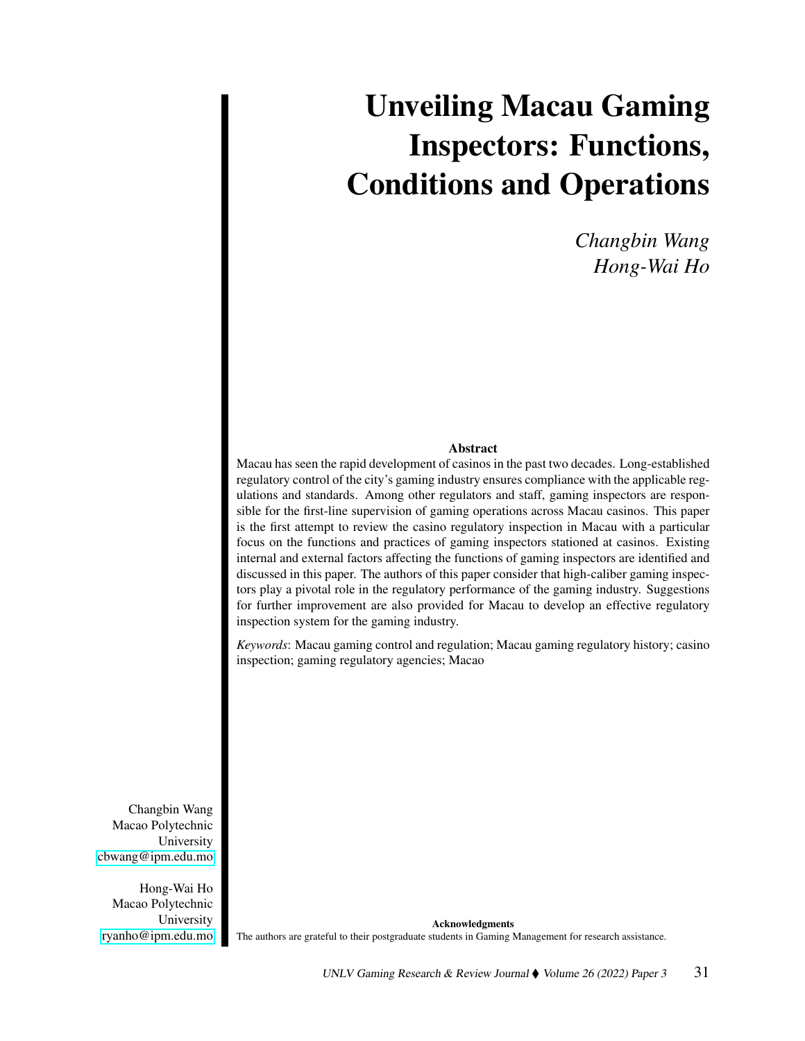# Unveiling Macau Gaming Inspectors: Functions, Conditions and Operations

*Changbin Wang*
*Hong-Wai Ho*

**Abstract**

Macau has seen the rapid development of casinos in the past two decades. Long-established regulatory control of the city's gaming industry ensures compliance with the applicable regulations and standards. Among other regulators and staff, gaming inspectors are responsible for the first-line supervision of gaming operations across Macau casinos. This paper is the first attempt to review the casino regulatory inspection in Macau with a particular focus on the functions and practices of gaming inspectors stationed at casinos. Existing internal and external factors affecting the functions of gaming inspectors are identified and discussed in this paper. The authors of this paper consider that high-caliber gaming inspectors play a pivotal role in the regulatory performance of the gaming industry. Suggestions for further improvement are also provided for Macau to develop an effective regulatory inspection system for the gaming industry.

*Keywords*: Macau gaming control and regulation; Macau gaming regulatory history; casino inspection; gaming regulatory agencies; Macao

Changbin Wang
Macao Polytechnic University
cbwang@ipm.edu.mo

Hong-Wai Ho
Macao Polytechnic University
ryanho@ipm.edu.mo

**Acknowledgments**

The authors are grateful to their postgraduate students in Gaming Management for research assistance.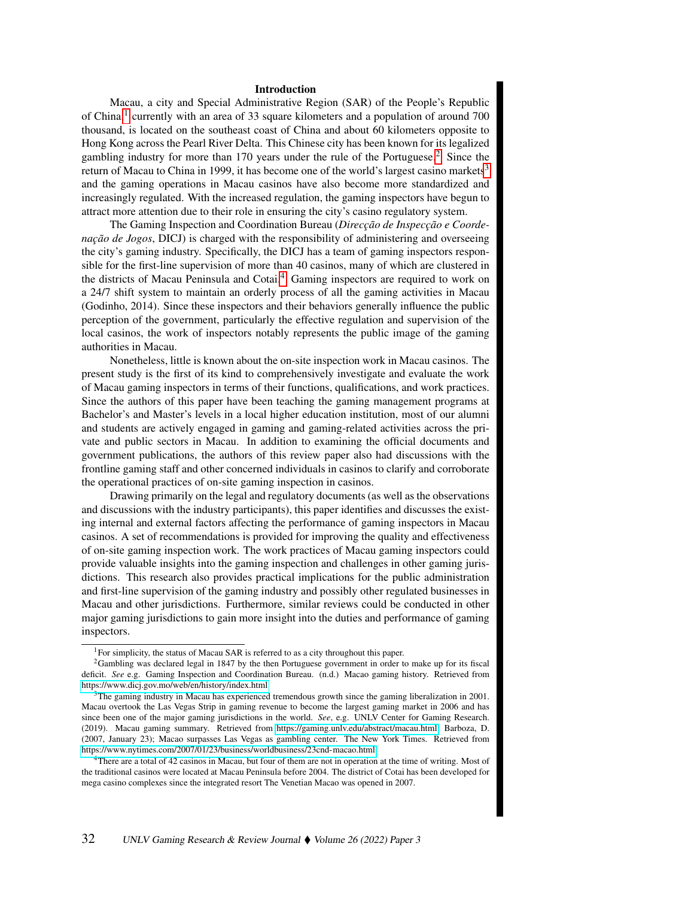## Introduction

Macau, a city and Special Administrative Region (SAR) of the People's Republic of China,[1] currently with an area of 33 square kilometers and a population of around 700 thousand, is located on the southeast coast of China and about 60 kilometers opposite to Hong Kong across the Pearl River Delta. This Chinese city has been known for its legalized gambling industry for more than 170 years under the rule of the Portuguese.[2] Since the return of Macau to China in 1999, it has become one of the world's largest casino markets[3] and the gaming operations in Macau casinos have also become more standardized and increasingly regulated. With the increased regulation, the gaming inspectors have begun to attract more attention due to their role in ensuring the city's casino regulatory system.

The Gaming Inspection and Coordination Bureau (*Direcção de Inspecção e Coordenação de Jogos*, DICJ) is charged with the responsibility of administering and overseeing the city's gaming industry. Specifically, the DICJ has a team of gaming inspectors responsible for the first-line supervision of more than 40 casinos, many of which are clustered in the districts of Macau Peninsula and Cotai.[4] Gaming inspectors are required to work on a 24/7 shift system to maintain an orderly process of all the gaming activities in Macau (Godinho, 2014). Since these inspectors and their behaviors generally influence the public perception of the government, particularly the effective regulation and supervision of the local casinos, the work of inspectors notably represents the public image of the gaming authorities in Macau.

Nonetheless, little is known about the on-site inspection work in Macau casinos. The present study is the first of its kind to comprehensively investigate and evaluate the work of Macau gaming inspectors in terms of their functions, qualifications, and work practices. Since the authors of this paper have been teaching the gaming management programs at Bachelor's and Master's levels in a local higher education institution, most of our alumni and students are actively engaged in gaming and gaming-related activities across the private and public sectors in Macau. In addition to examining the official documents and government publications, the authors of this review paper also had discussions with the frontline gaming staff and other concerned individuals in casinos to clarify and corroborate the operational practices of on-site gaming inspection in casinos.

Drawing primarily on the legal and regulatory documents (as well as the observations and discussions with the industry participants), this paper identifies and discusses the existing internal and external factors affecting the performance of gaming inspectors in Macau casinos. A set of recommendations is provided for improving the quality and effectiveness of on-site gaming inspection work. The work practices of Macau gaming inspectors could provide valuable insights into the gaming inspection and challenges in other gaming jurisdictions. This research also provides practical implications for the public administration and first-line supervision of the gaming industry and possibly other regulated businesses in Macau and other jurisdictions. Furthermore, similar reviews could be conducted in other major gaming jurisdictions to gain more insight into the duties and performance of gaming inspectors.

---

[1] For simplicity, the status of Macau SAR is referred to as a city throughout this paper.

[2] Gambling was declared legal in 1847 by the then Portuguese government in order to make up for its fiscal deficit. *See* e.g. Gaming Inspection and Coordination Bureau. (n.d.) Macao gaming history. Retrieved from https://www.dicj.gov.mo/web/en/history/index.html

[3] The gaming industry in Macau has experienced tremendous growth since the gaming liberalization in 2001. Macau overtook the Las Vegas Strip in gaming revenue to become the largest gaming market in 2006 and has since been one of the major gaming jurisdictions in the world. *See*, e.g. UNLV Center for Gaming Research. (2019). Macau gaming summary. Retrieved from https://gaming.unlv.edu/abstract/macau.html; Barboza, D. (2007, January 23); Macao surpasses Las Vegas as gambling center. The New York Times. Retrieved from https://www.nytimes.com/2007/01/23/business/worldbusiness/23cnd-macao.html

[4] There are a total of 42 casinos in Macau, but four of them are not in operation at the time of writing. Most of the traditional casinos were located at Macau Peninsula before 2004. The district of Cotai has been developed for mega casino complexes since the integrated resort The Venetian Macao was opened in 2007.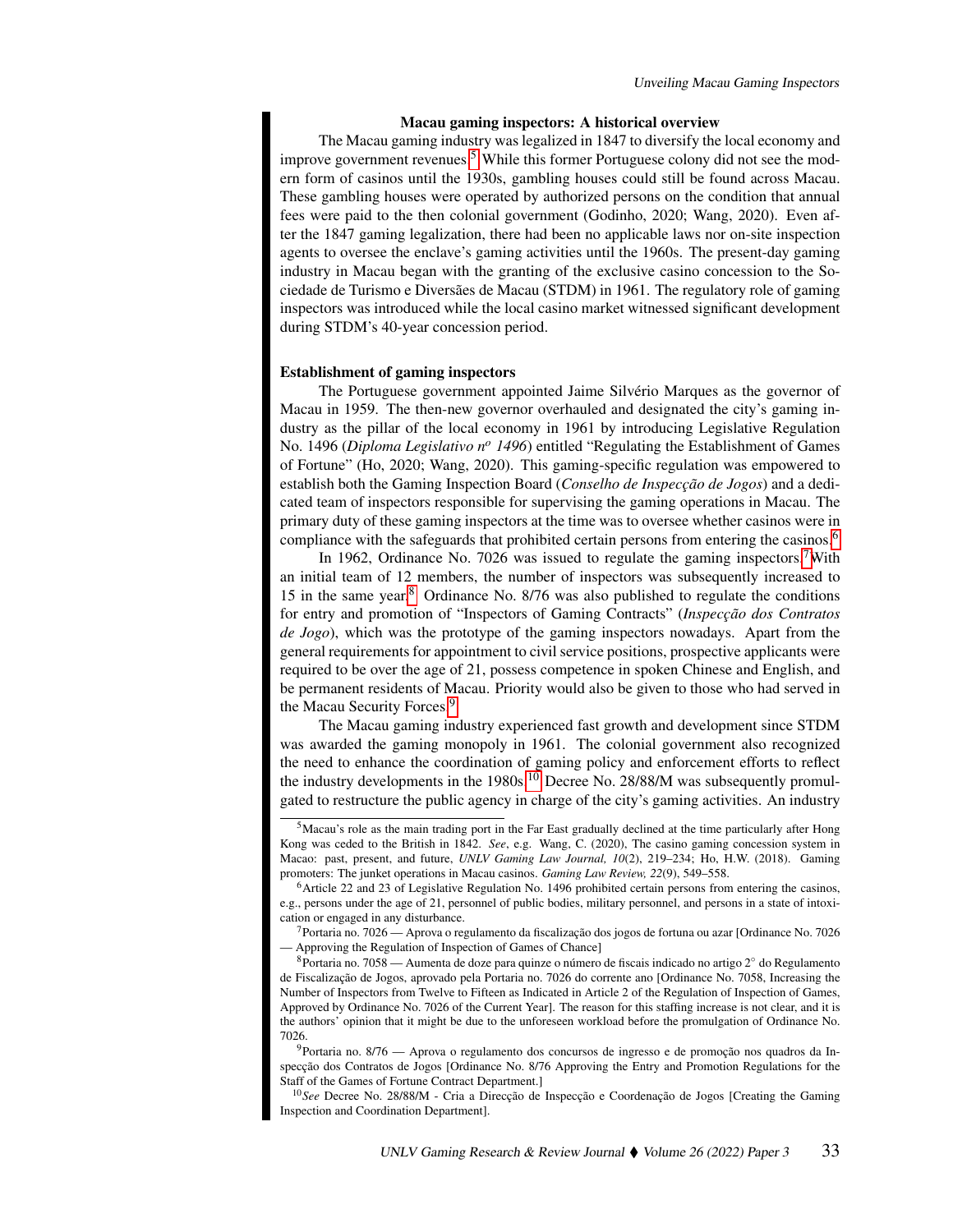## Macau gaming inspectors: A historical overview

The Macau gaming industry was legalized in 1847 to diversify the local economy and improve government revenues.[5] While this former Portuguese colony did not see the modern form of casinos until the 1930s, gambling houses could still be found across Macau. These gambling houses were operated by authorized persons on the condition that annual fees were paid to the then colonial government (Godinho, 2020; Wang, 2020). Even after the 1847 gaming legalization, there had been no applicable laws nor on-site inspection agents to oversee the enclave's gaming activities until the 1960s. The present-day gaming industry in Macau began with the granting of the exclusive casino concession to the Sociedade de Turismo e Diversões de Macau (STDM) in 1961. The regulatory role of gaming inspectors was introduced while the local casino market witnessed significant development during STDM's 40-year concession period.

### Establishment of gaming inspectors

The Portuguese government appointed Jaime Silvério Marques as the governor of Macau in 1959. The then-new governor overhauled and designated the city's gaming industry as the pillar of the local economy in 1961 by introducing Legislative Regulation No. 1496 (*Diploma Legislativo nº 1496*) entitled "Regulating the Establishment of Games of Fortune" (Ho, 2020; Wang, 2020). This gaming-specific regulation was empowered to establish both the Gaming Inspection Board (*Conselho de Inspecção de Jogos*) and a dedicated team of inspectors responsible for supervising the gaming operations in Macau. The primary duty of these gaming inspectors at the time was to oversee whether casinos were in compliance with the safeguards that prohibited certain persons from entering the casinos.[6]

In 1962, Ordinance No. 7026 was issued to regulate the gaming inspectors.[7] With an initial team of 12 members, the number of inspectors was subsequently increased to 15 in the same year.[8] Ordinance No. 8/76 was also published to regulate the conditions for entry and promotion of "Inspectors of Gaming Contracts" (*Inspecção dos Contratos de Jogo*), which was the prototype of the gaming inspectors nowadays. Apart from the general requirements for appointment to civil service positions, prospective applicants were required to be over the age of 21, possess competence in spoken Chinese and English, and be permanent residents of Macau. Priority would also be given to those who had served in the Macau Security Forces.[9]

The Macau gaming industry experienced fast growth and development since STDM was awarded the gaming monopoly in 1961. The colonial government also recognized the need to enhance the coordination of gaming policy and enforcement efforts to reflect the industry developments in the 1980s.[10] Decree No. 28/88/M was subsequently promulgated to restructure the public agency in charge of the city's gaming activities. An industry

---

[5] Macau's role as the main trading port in the Far East gradually declined at the time particularly after Hong Kong was ceded to the British in 1842. *See*, e.g. Wang, C. (2020), The casino gaming concession system in Macao: past, present, and future, *UNLV Gaming Law Journal, 10*(2), 219–234; Ho, H.W. (2018). Gaming promoters: The junket operations in Macau casinos. *Gaming Law Review, 22*(9), 549–558.

[6] Article 22 and 23 of Legislative Regulation No. 1496 prohibited certain persons from entering the casinos, e.g., persons under the age of 21, personnel of public bodies, military personnel, and persons in a state of intoxication or engaged in any disturbance.

[7] Portaria no. 7026 — Aprova o regulamento da fiscalização dos jogos de fortuna ou azar [Ordinance No. 7026 — Approving the Regulation of Inspection of Games of Chance]

[8] Portaria no. 7058 — Aumenta de doze para quinze o número de fiscais indicado no artigo 2° do Regulamento de Fiscalização de Jogos, aprovado pela Portaria no. 7026 do corrente ano [Ordinance No. 7058, Increasing the Number of Inspectors from Twelve to Fifteen as Indicated in Article 2 of the Regulation of Inspection of Games, Approved by Ordinance No. 7026 of the Current Year]. The reason for this staffing increase is not clear, and it is the authors' opinion that it might be due to the unforeseen workload before the promulgation of Ordinance No. 7026.

[9] Portaria no. 8/76 — Aprova o regulamento dos concursos de ingresso e de promoção nos quadros da Inspecção dos Contratos de Jogos [Ordinance No. 8/76 Approving the Entry and Promotion Regulations for the Staff of the Games of Fortune Contract Department.]

[10] *See* Decree No. 28/88/M - Cria a Direcção de Inspecção e Coordenação de Jogos [Creating the Gaming Inspection and Coordination Department].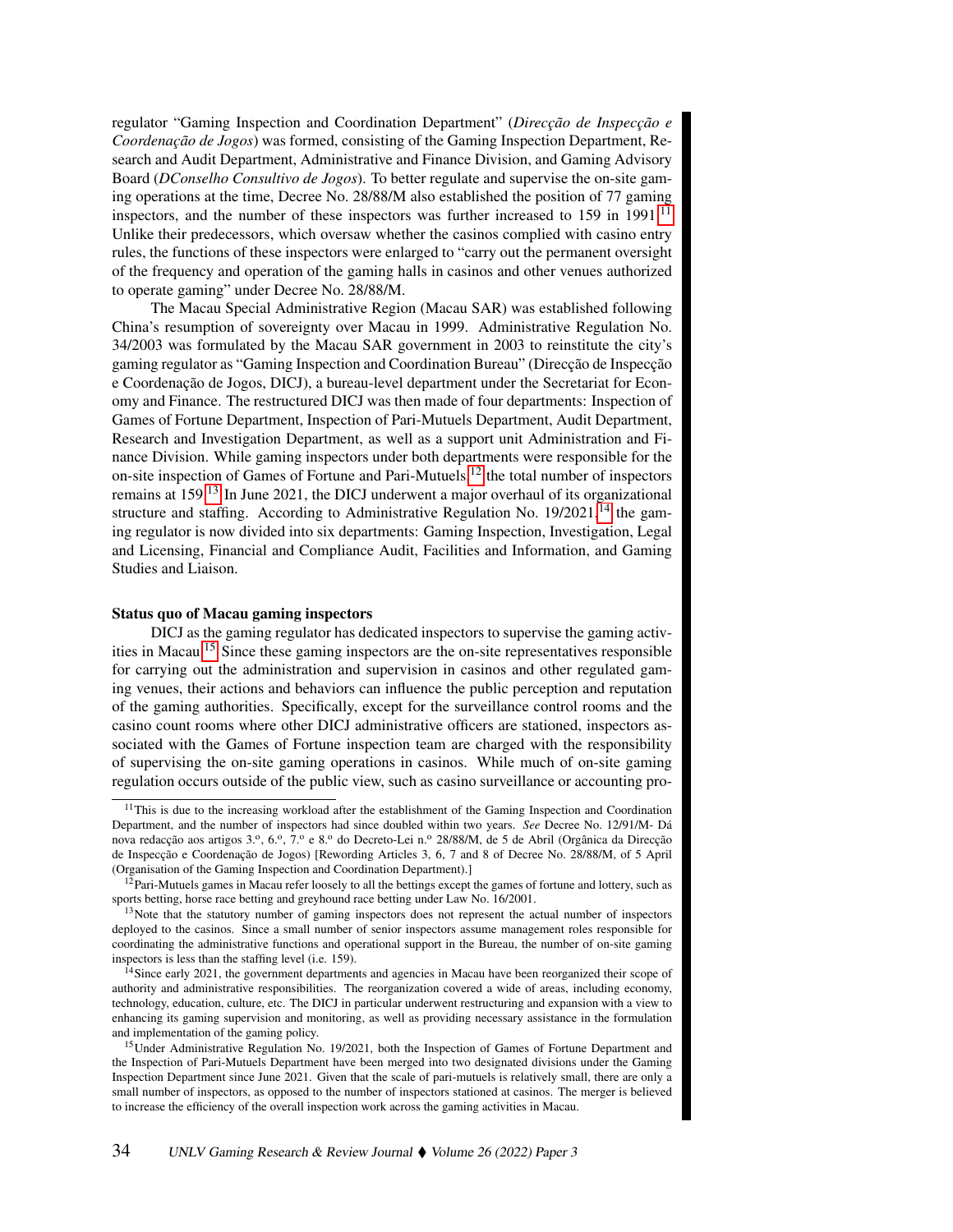regulator "Gaming Inspection and Coordination Department" (*Direcção de Inspecção e Coordenação de Jogos*) was formed, consisting of the Gaming Inspection Department, Research and Audit Department, Administrative and Finance Division, and Gaming Advisory Board (*DConselho Consultivo de Jogos*). To better regulate and supervise the on-site gaming operations at the time, Decree No. 28/88/M also established the position of 77 gaming inspectors, and the number of these inspectors was further increased to 159 in 1991.[11] Unlike their predecessors, which oversaw whether the casinos complied with casino entry rules, the functions of these inspectors were enlarged to "carry out the permanent oversight of the frequency and operation of the gaming halls in casinos and other venues authorized to operate gaming" under Decree No. 28/88/M.

The Macau Special Administrative Region (Macau SAR) was established following China's resumption of sovereignty over Macau in 1999. Administrative Regulation No. 34/2003 was formulated by the Macau SAR government in 2003 to reinstitute the city's gaming regulator as "Gaming Inspection and Coordination Bureau" (Direcção de Inspecção e Coordenação de Jogos, DICJ), a bureau-level department under the Secretariat for Economy and Finance. The restructured DICJ was then made of four departments: Inspection of Games of Fortune Department, Inspection of Pari-Mutuels Department, Audit Department, Research and Investigation Department, as well as a support unit Administration and Finance Division. While gaming inspectors under both departments were responsible for the on-site inspection of Games of Fortune and Pari-Mutuels,[12] the total number of inspectors remains at 159.[13] In June 2021, the DICJ underwent a major overhaul of its organizational structure and staffing. According to Administrative Regulation No. 19/2021,[14] the gaming regulator is now divided into six departments: Gaming Inspection, Investigation, Legal and Licensing, Financial and Compliance Audit, Facilities and Information, and Gaming Studies and Liaison.

**Status quo of Macau gaming inspectors**

DICJ as the gaming regulator has dedicated inspectors to supervise the gaming activities in Macau.[15] Since these gaming inspectors are the on-site representatives responsible for carrying out the administration and supervision in casinos and other regulated gaming venues, their actions and behaviors can influence the public perception and reputation of the gaming authorities. Specifically, except for the surveillance control rooms and the casino count rooms where other DICJ administrative officers are stationed, inspectors associated with the Games of Fortune inspection team are charged with the responsibility of supervising the on-site gaming operations in casinos. While much of on-site gaming regulation occurs outside of the public view, such as casino surveillance or accounting pro-

[11] This is due to the increasing workload after the establishment of the Gaming Inspection and Coordination Department, and the number of inspectors had since doubled within two years. *See* Decree No. 12/91/M- Dá nova redacção aos artigos 3.º, 6.º, 7.º e 8.º do Decreto-Lei n.º 28/88/M, de 5 de Abril (Orgânica da Direcção de Inspecção e Coordenação de Jogos) [Rewording Articles 3, 6, 7 and 8 of Decree No. 28/88/M, of 5 April (Organisation of the Gaming Inspection and Coordination Department).]

[12] Pari-Mutuels games in Macau refer loosely to all the bettings except the games of fortune and lottery, such as sports betting, horse race betting and greyhound race betting under Law No. 16/2001.

[13] Note that the statutory number of gaming inspectors does not represent the actual number of inspectors deployed to the casinos. Since a small number of senior inspectors assume management roles responsible for coordinating the administrative functions and operational support in the Bureau, the number of on-site gaming inspectors is less than the staffing level (i.e. 159).

[14] Since early 2021, the government departments and agencies in Macau have been reorganized their scope of authority and administrative responsibilities. The reorganization covered a wide of areas, including economy, technology, education, culture, etc. The DICJ in particular underwent restructuring and expansion with a view to enhancing its gaming supervision and monitoring, as well as providing necessary assistance in the formulation and implementation of the gaming policy.

[15] Under Administrative Regulation No. 19/2021, both the Inspection of Games of Fortune Department and the Inspection of Pari-Mutuels Department have been merged into two designated divisions under the Gaming Inspection Department since June 2021. Given that the scale of pari-mutuels is relatively small, there are only a small number of inspectors, as opposed to the number of inspectors stationed at casinos. The merger is believed to increase the efficiency of the overall inspection work across the gaming activities in Macau.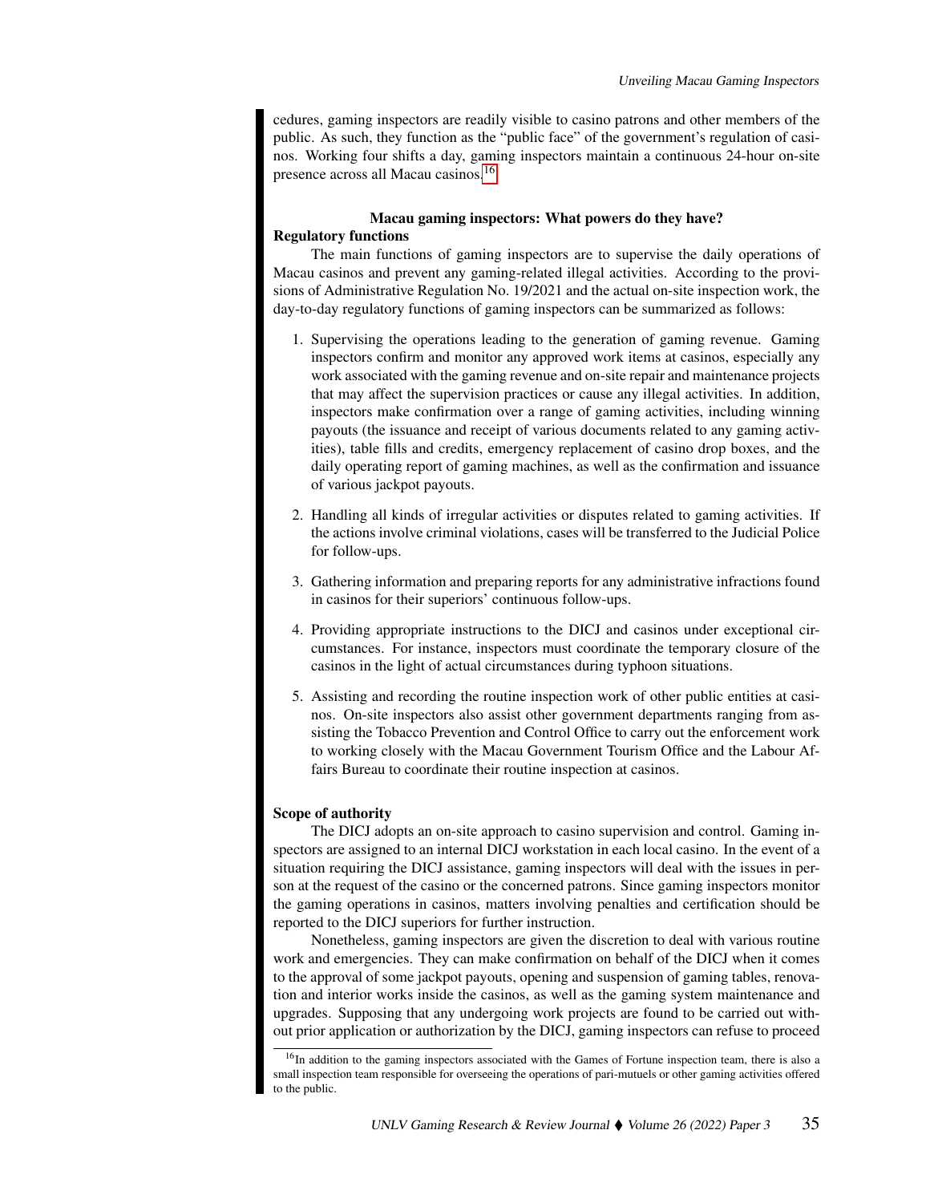cedures, gaming inspectors are readily visible to casino patrons and other members of the public. As such, they function as the "public face" of the government's regulation of casinos. Working four shifts a day, gaming inspectors maintain a continuous 24-hour on-site presence across all Macau casinos.[16]

## Macau gaming inspectors: What powers do they have?

### Regulatory functions

The main functions of gaming inspectors are to supervise the daily operations of Macau casinos and prevent any gaming-related illegal activities. According to the provisions of Administrative Regulation No. 19/2021 and the actual on-site inspection work, the day-to-day regulatory functions of gaming inspectors can be summarized as follows:

1. Supervising the operations leading to the generation of gaming revenue. Gaming inspectors confirm and monitor any approved work items at casinos, especially any work associated with the gaming revenue and on-site repair and maintenance projects that may affect the supervision practices or cause any illegal activities. In addition, inspectors make confirmation over a range of gaming activities, including winning payouts (the issuance and receipt of various documents related to any gaming activities), table fills and credits, emergency replacement of casino drop boxes, and the daily operating report of gaming machines, as well as the confirmation and issuance of various jackpot payouts.

2. Handling all kinds of irregular activities or disputes related to gaming activities. If the actions involve criminal violations, cases will be transferred to the Judicial Police for follow-ups.

3. Gathering information and preparing reports for any administrative infractions found in casinos for their superiors' continuous follow-ups.

4. Providing appropriate instructions to the DICJ and casinos under exceptional circumstances. For instance, inspectors must coordinate the temporary closure of the casinos in the light of actual circumstances during typhoon situations.

5. Assisting and recording the routine inspection work of other public entities at casinos. On-site inspectors also assist other government departments ranging from assisting the Tobacco Prevention and Control Office to carry out the enforcement work to working closely with the Macau Government Tourism Office and the Labour Affairs Bureau to coordinate their routine inspection at casinos.

### Scope of authority

The DICJ adopts an on-site approach to casino supervision and control. Gaming inspectors are assigned to an internal DICJ workstation in each local casino. In the event of a situation requiring the DICJ assistance, gaming inspectors will deal with the issues in person at the request of the casino or the concerned patrons. Since gaming inspectors monitor the gaming operations in casinos, matters involving penalties and certification should be reported to the DICJ superiors for further instruction.

Nonetheless, gaming inspectors are given the discretion to deal with various routine work and emergencies. They can make confirmation on behalf of the DICJ when it comes to the approval of some jackpot payouts, opening and suspension of gaming tables, renovation and interior works inside the casinos, as well as the gaming system maintenance and upgrades. Supposing that any undergoing work projects are found to be carried out without prior application or authorization by the DICJ, gaming inspectors can refuse to proceed

[16] In addition to the gaming inspectors associated with the Games of Fortune inspection team, there is also a small inspection team responsible for overseeing the operations of pari-mutuels or other gaming activities offered to the public.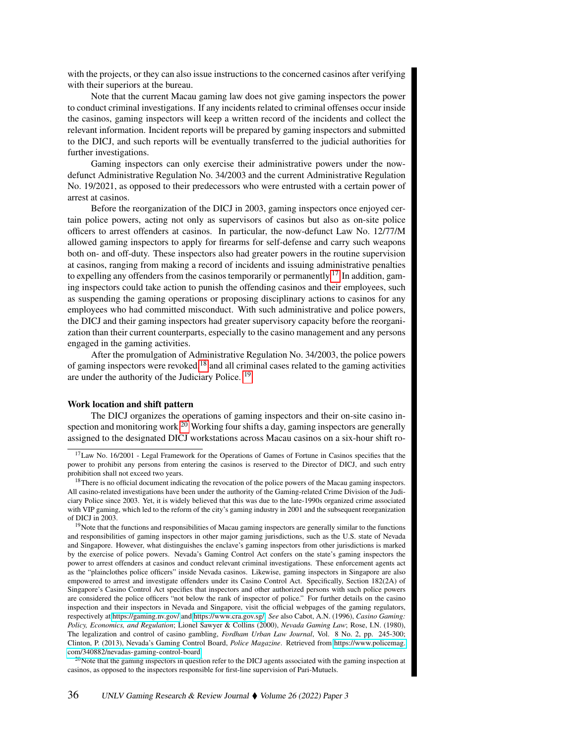with the projects, or they can also issue instructions to the concerned casinos after verifying with their superiors at the bureau.

Note that the current Macau gaming law does not give gaming inspectors the power to conduct criminal investigations. If any incidents related to criminal offenses occur inside the casinos, gaming inspectors will keep a written record of the incidents and collect the relevant information. Incident reports will be prepared by gaming inspectors and submitted to the DICJ, and such reports will be eventually transferred to the judicial authorities for further investigations.

Gaming inspectors can only exercise their administrative powers under the now-defunct Administrative Regulation No. 34/2003 and the current Administrative Regulation No. 19/2021, as opposed to their predecessors who were entrusted with a certain power of arrest at casinos.

Before the reorganization of the DICJ in 2003, gaming inspectors once enjoyed certain police powers, acting not only as supervisors of casinos but also as on-site police officers to arrest offenders at casinos. In particular, the now-defunct Law No. 12/77/M allowed gaming inspectors to apply for firearms for self-defense and carry such weapons both on- and off-duty. These inspectors also had greater powers in the routine supervision at casinos, ranging from making a record of incidents and issuing administrative penalties to expelling any offenders from the casinos temporarily or permanently.[17] In addition, gaming inspectors could take action to punish the offending casinos and their employees, such as suspending the gaming operations or proposing disciplinary actions to casinos for any employees who had committed misconduct. With such administrative and police powers, the DICJ and their gaming inspectors had greater supervisory capacity before the reorganization than their current counterparts, especially to the casino management and any persons engaged in the gaming activities.

After the promulgation of Administrative Regulation No. 34/2003, the police powers of gaming inspectors were revoked,[18] and all criminal cases related to the gaming activities are under the authority of the Judiciary Police.[19]

### Work location and shift pattern

The DICJ organizes the operations of gaming inspectors and their on-site casino inspection and monitoring work.[20] Working four shifts a day, gaming inspectors are generally assigned to the designated DICJ workstations across Macau casinos on a six-hour shift ro-

---

[17] Law No. 16/2001 - Legal Framework for the Operations of Games of Fortune in Casinos specifies that the power to prohibit any persons from entering the casinos is reserved to the Director of DICJ, and such entry prohibition shall not exceed two years.

[18] There is no official document indicating the revocation of the police powers of the Macau gaming inspectors. All casino-related investigations have been under the authority of the Gaming-related Crime Division of the Judiciary Police since 2003. Yet, it is widely believed that this was due to the late-1990s organized crime associated with VIP gaming, which led to the reform of the city's gaming industry in 2001 and the subsequent reorganization of DICJ in 2003.

[19] Note that the functions and responsibilities of Macau gaming inspectors are generally similar to the functions and responsibilities of gaming inspectors in other major gaming jurisdictions, such as the U.S. state of Nevada and Singapore. However, what distinguishes the enclave's gaming inspectors from other jurisdictions is marked by the exercise of police powers. Nevada's Gaming Control Act confers on the state's gaming inspectors the power to arrest offenders at casinos and conduct relevant criminal investigations. These enforcement agents act as the "plainclothes police officers" inside Nevada casinos. Likewise, gaming inspectors in Singapore are also empowered to arrest and investigate offenders under its Casino Control Act. Specifically, Section 182(2A) of Singapore's Casino Control Act specifies that inspectors and other authorized persons with such police powers are considered the police officers "not below the rank of inspector of police." For further details on the casino inspection and their inspectors in Nevada and Singapore, visit the official webpages of the gaming regulators, respectively at https://gaming.nv.gov/ and https://www.cra.gov.sg/. *See* also Cabot, A.N. (1996), *Casino Gaming: Policy, Economics, and Regulation*; Lionel Sawyer & Collins (2000), *Nevada Gaming Law*; Rose, I.N. (1980), The legalization and control of casino gambling, *Fordham Urban Law Journal*, Vol. 8 No. 2, pp. 245-300; Clinton, P. (2013), Nevada's Gaming Control Board, *Police Magazine*. Retrieved from https://www.policemag.com/340882/nevadas-gaming-control-board

[20] Note that the gaming inspectors in question refer to the DICJ agents associated with the gaming inspection at casinos, as opposed to the inspectors responsible for first-line supervision of Pari-Mutuels.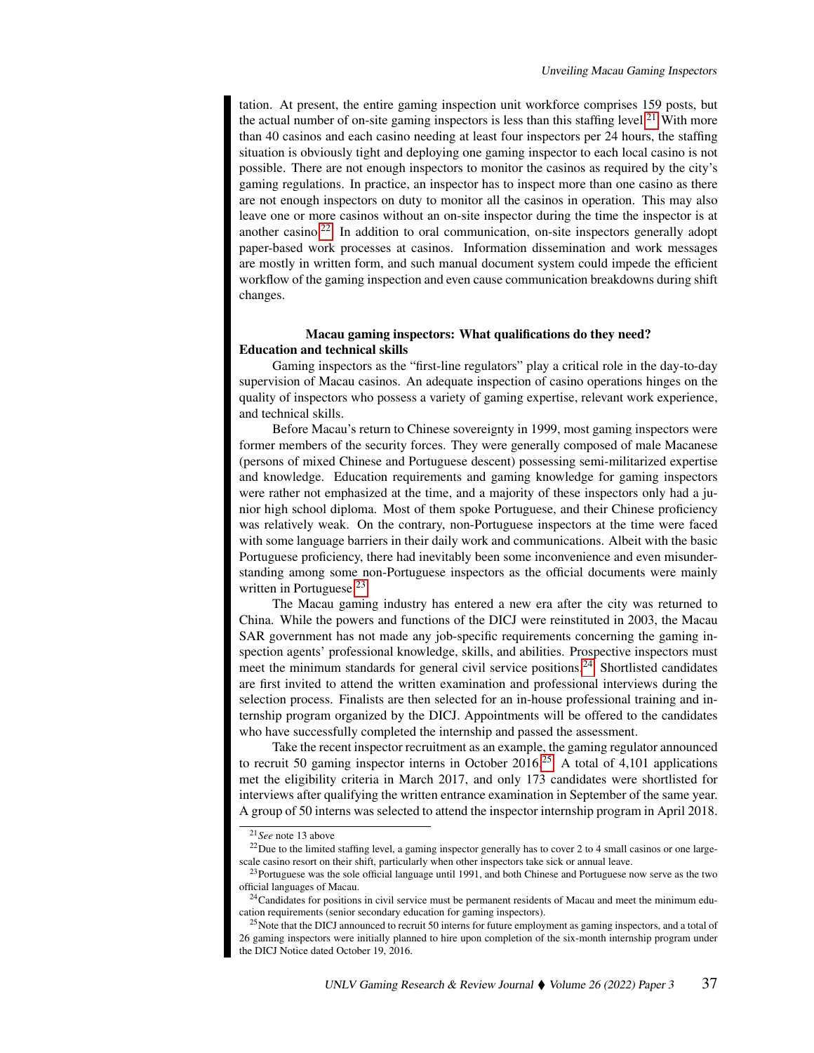tation. At present, the entire gaming inspection unit workforce comprises 159 posts, but the actual number of on-site gaming inspectors is less than this staffing level.[21] With more than 40 casinos and each casino needing at least four inspectors per 24 hours, the staffing situation is obviously tight and deploying one gaming inspector to each local casino is not possible. There are not enough inspectors to monitor the casinos as required by the city's gaming regulations. In practice, an inspector has to inspect more than one casino as there are not enough inspectors on duty to monitor all the casinos in operation. This may also leave one or more casinos without an on-site inspector during the time the inspector is at another casino.[22] In addition to oral communication, on-site inspectors generally adopt paper-based work processes at casinos. Information dissemination and work messages are mostly in written form, and such manual document system could impede the efficient workflow of the gaming inspection and even cause communication breakdowns during shift changes.

## Macau gaming inspectors: What qualifications do they need?

### Education and technical skills

Gaming inspectors as the "first-line regulators" play a critical role in the day-to-day supervision of Macau casinos. An adequate inspection of casino operations hinges on the quality of inspectors who possess a variety of gaming expertise, relevant work experience, and technical skills.

Before Macau's return to Chinese sovereignty in 1999, most gaming inspectors were former members of the security forces. They were generally composed of male Macanese (persons of mixed Chinese and Portuguese descent) possessing semi-militarized expertise and knowledge. Education requirements and gaming knowledge for gaming inspectors were rather not emphasized at the time, and a majority of these inspectors only had a junior high school diploma. Most of them spoke Portuguese, and their Chinese proficiency was relatively weak. On the contrary, non-Portuguese inspectors at the time were faced with some language barriers in their daily work and communications. Albeit with the basic Portuguese proficiency, there had inevitably been some inconvenience and even misunderstanding among some non-Portuguese inspectors as the official documents were mainly written in Portuguese.[23]

The Macau gaming industry has entered a new era after the city was returned to China. While the powers and functions of the DICJ were reinstituted in 2003, the Macau SAR government has not made any job-specific requirements concerning the gaming inspection agents' professional knowledge, skills, and abilities. Prospective inspectors must meet the minimum standards for general civil service positions.[24] Shortlisted candidates are first invited to attend the written examination and professional interviews during the selection process. Finalists are then selected for an in-house professional training and internship program organized by the DICJ. Appointments will be offered to the candidates who have successfully completed the internship and passed the assessment.

Take the recent inspector recruitment as an example, the gaming regulator announced to recruit 50 gaming inspector interns in October 2016.[25] A total of 4,101 applications met the eligibility criteria in March 2017, and only 173 candidates were shortlisted for interviews after qualifying the written entrance examination in September of the same year. A group of 50 interns was selected to attend the inspector internship program in April 2018.

---

[21] *See* note 13 above

[22] Due to the limited staffing level, a gaming inspector generally has to cover 2 to 4 small casinos or one large-scale casino resort on their shift, particularly when other inspectors take sick or annual leave.

[23] Portuguese was the sole official language until 1991, and both Chinese and Portuguese now serve as the two official languages of Macau.

[24] Candidates for positions in civil service must be permanent residents of Macau and meet the minimum education requirements (senior secondary education for gaming inspectors).

[25] Note that the DICJ announced to recruit 50 interns for future employment as gaming inspectors, and a total of 26 gaming inspectors were initially planned to hire upon completion of the six-month internship program under the DICJ Notice dated October 19, 2016.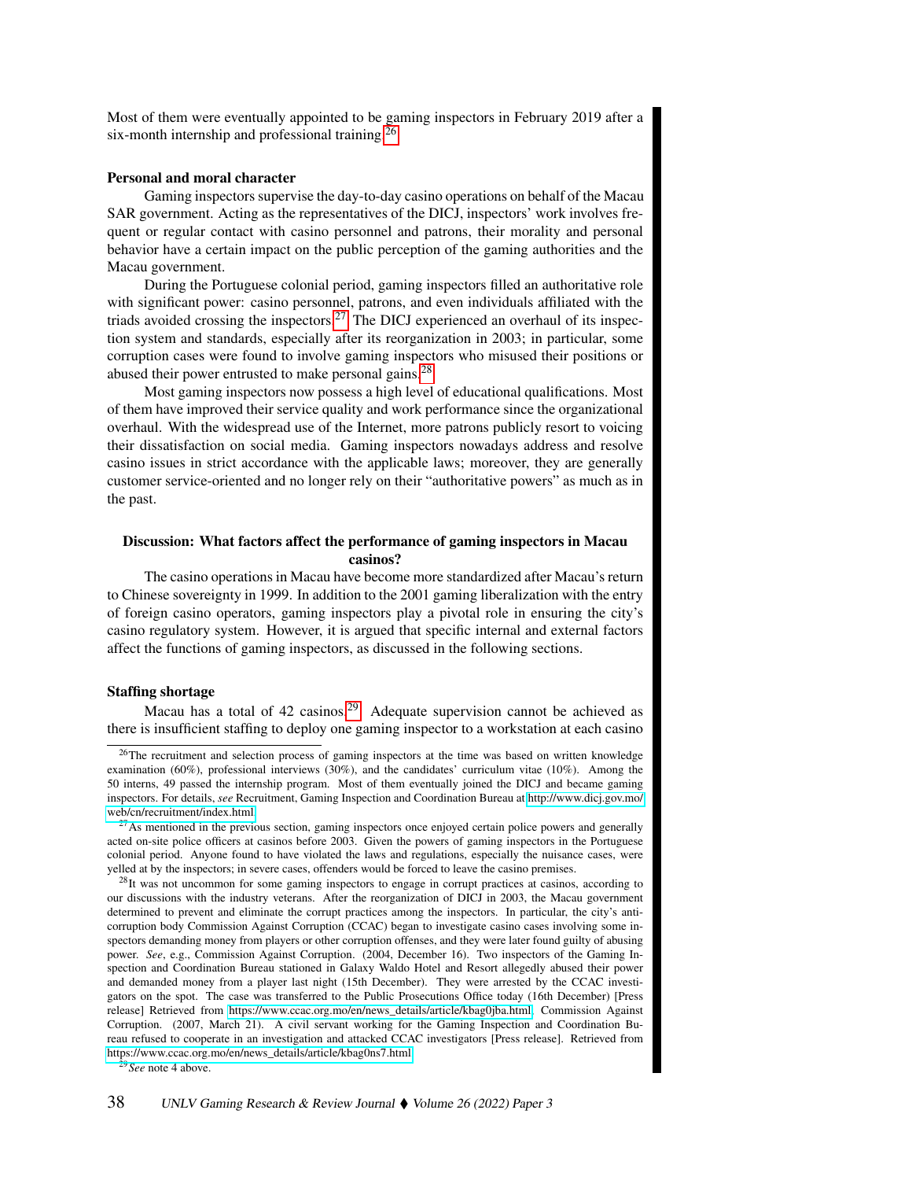Most of them were eventually appointed to be gaming inspectors in February 2019 after a six-month internship and professional training.[26]

### Personal and moral character

Gaming inspectors supervise the day-to-day casino operations on behalf of the Macau SAR government. Acting as the representatives of the DICJ, inspectors' work involves frequent or regular contact with casino personnel and patrons, their morality and personal behavior have a certain impact on the public perception of the gaming authorities and the Macau government.

During the Portuguese colonial period, gaming inspectors filled an authoritative role with significant power: casino personnel, patrons, and even individuals affiliated with the triads avoided crossing the inspectors.[27] The DICJ experienced an overhaul of its inspection system and standards, especially after its reorganization in 2003; in particular, some corruption cases were found to involve gaming inspectors who misused their positions or abused their power entrusted to make personal gains.[28]

Most gaming inspectors now possess a high level of educational qualifications. Most of them have improved their service quality and work performance since the organizational overhaul. With the widespread use of the Internet, more patrons publicly resort to voicing their dissatisfaction on social media. Gaming inspectors nowadays address and resolve casino issues in strict accordance with the applicable laws; moreover, they are generally customer service-oriented and no longer rely on their "authoritative powers" as much as in the past.

## Discussion: What factors affect the performance of gaming inspectors in Macau casinos?

The casino operations in Macau have become more standardized after Macau's return to Chinese sovereignty in 1999. In addition to the 2001 gaming liberalization with the entry of foreign casino operators, gaming inspectors play a pivotal role in ensuring the city's casino regulatory system. However, it is argued that specific internal and external factors affect the functions of gaming inspectors, as discussed in the following sections.

### Staffing shortage

Macau has a total of 42 casinos.[29] Adequate supervision cannot be achieved as there is insufficient staffing to deploy one gaming inspector to a workstation at each casino

---

[26] The recruitment and selection process of gaming inspectors at the time was based on written knowledge examination (60%), professional interviews (30%), and the candidates' curriculum vitae (10%). Among the 50 interns, 49 passed the internship program. Most of them eventually joined the DICJ and became gaming inspectors. For details, *see* Recruitment, Gaming Inspection and Coordination Bureau at http://www.dicj.gov.mo/web/cn/recruitment/index.html.

[27] As mentioned in the previous section, gaming inspectors once enjoyed certain police powers and generally acted on-site police officers at casinos before 2003. See the powers of gaming inspectors in the Portuguese colonial period. Anyone found to have violated the laws and regulations, especially the nuisance cases, were yelled at by the inspectors; in severe cases, offenders would be forced to leave the casino premises.

[28] It was not uncommon for some gaming inspectors to engage in corrupt practices at casinos, according to our discussions with the industry veterans. After the reorganization of DICJ in 2003, the Macau government determined to prevent and eliminate the corrupt practices among the inspectors. In particular, the city's anti-corruption body Commission Against Corruption (CCAC) began to investigate casino cases involving some inspectors demanding money from players or other corruption offenses, and they were later found guilty of abusing power. *See*, e.g., Commission Against Corruption. (2004, December 16). Two inspectors of the Gaming Inspection and Coordination Bureau stationed in Galaxy Waldo Hotel and Resort allegedly abused their power and demanded money from a player last night (15th December). They were arrested by the CCAC investigators on the spot. The case was transferred to the Public Prosecutions Office today (16th December) [Press release] Retrieved from https://www.ccac.org.mo/en/news_details/article/kbag0jba.html. Commission Against Corruption. (2007, March 21). A civil servant working for the Gaming Inspection and Coordination Bureau refused to cooperate in an investigation and attacked CCAC investigators [Press release]. Retrieved from https://www.ccac.org.mo/en/news_details/article/kbag0ns7.html.

[29] *See* note 4 above.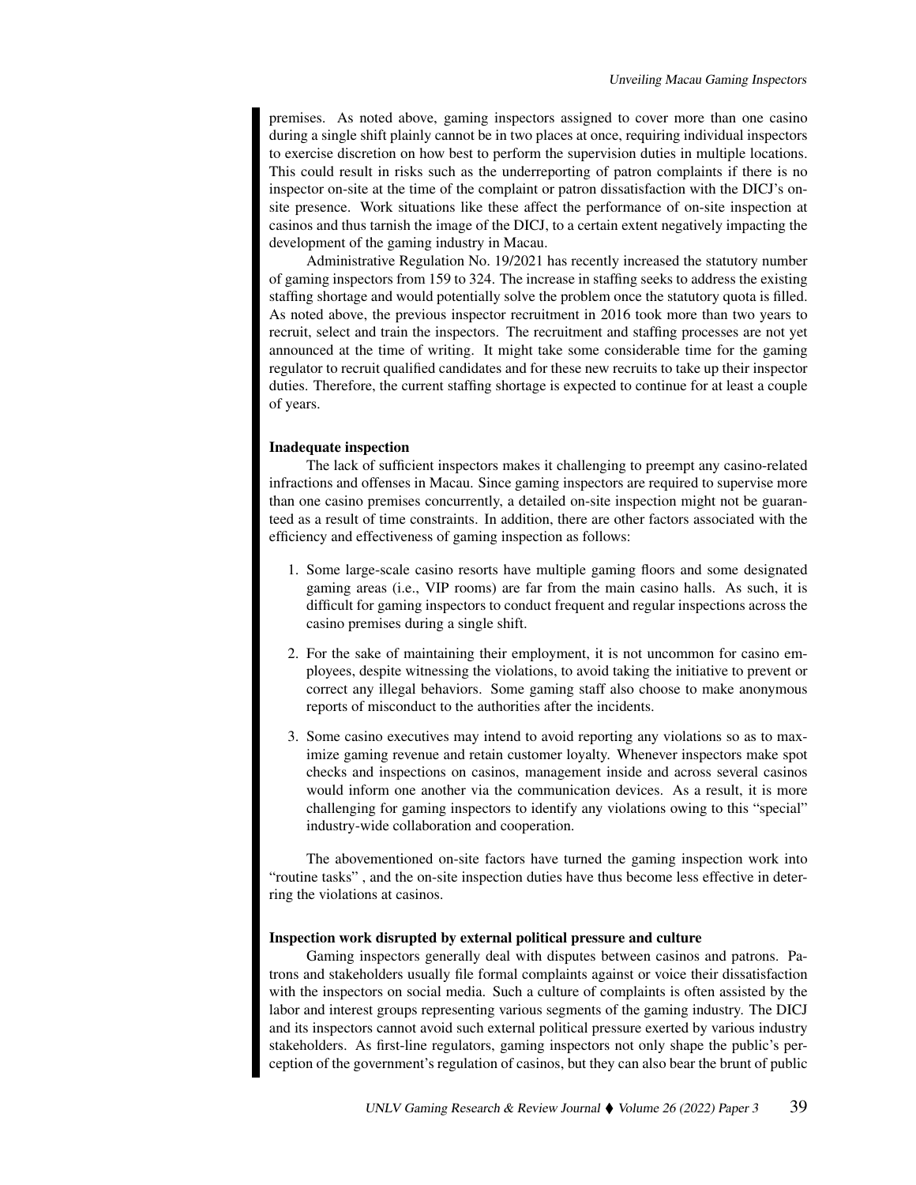premises. As noted above, gaming inspectors assigned to cover more than one casino during a single shift plainly cannot be in two places at once, requiring individual inspectors to exercise discretion on how best to perform the supervision duties in multiple locations. This could result in risks such as the underreporting of patron complaints if there is no inspector on-site at the time of the complaint or patron dissatisfaction with the DICJ's on-site presence. Work situations like these affect the performance of on-site inspection at casinos and thus tarnish the image of the DICJ, to a certain extent negatively impacting the development of the gaming industry in Macau.

Administrative Regulation No. 19/2021 has recently increased the statutory number of gaming inspectors from 159 to 324. The increase in staffing seeks to address the existing staffing shortage and would potentially solve the problem once the statutory quota is filled. As noted above, the previous inspector recruitment in 2016 took more than two years to recruit, select and train the inspectors. The recruitment and staffing processes are not yet announced at the time of writing. It might take some considerable time for the gaming regulator to recruit qualified candidates and for these new recruits to take up their inspector duties. Therefore, the current staffing shortage is expected to continue for at least a couple of years.

**Inadequate inspection**

The lack of sufficient inspectors makes it challenging to preempt any casino-related infractions and offenses in Macau. Since gaming inspectors are required to supervise more than one casino premises concurrently, a detailed on-site inspection might not be guaranteed as a result of time constraints. In addition, there are other factors associated with the efficiency and effectiveness of gaming inspection as follows:

1. Some large-scale casino resorts have multiple gaming floors and some designated gaming areas (i.e., VIP rooms) are far from the main casino halls. As such, it is difficult for gaming inspectors to conduct frequent and regular inspections across the casino premises during a single shift.

2. For the sake of maintaining their employment, it is not uncommon for casino employees, despite witnessing the violations, to avoid taking the initiative to prevent or correct any illegal behaviors. Some gaming staff also choose to make anonymous reports of misconduct to the authorities after the incidents.

3. Some casino executives may intend to avoid reporting any violations so as to maximize gaming revenue and retain customer loyalty. Whenever inspectors make spot checks and inspections on casinos, management inside and across several casinos would inform one another via the communication devices. As a result, it is more challenging for gaming inspectors to identify any violations owing to this "special" industry-wide collaboration and cooperation.

The abovementioned on-site factors have turned the gaming inspection work into "routine tasks" , and the on-site inspection duties have thus become less effective in deterring the violations at casinos.

**Inspection work disrupted by external political pressure and culture**

Gaming inspectors generally deal with disputes between casinos and patrons. Patrons and stakeholders usually file formal complaints against or voice their dissatisfaction with the inspectors on social media. Such a culture of complaints is often assisted by the labor and interest groups representing various segments of the gaming industry. The DICJ and its inspectors cannot avoid such external political pressure exerted by various industry stakeholders. As first-line regulators, gaming inspectors not only shape the public's perception of the government's regulation of casinos, but they can also bear the brunt of public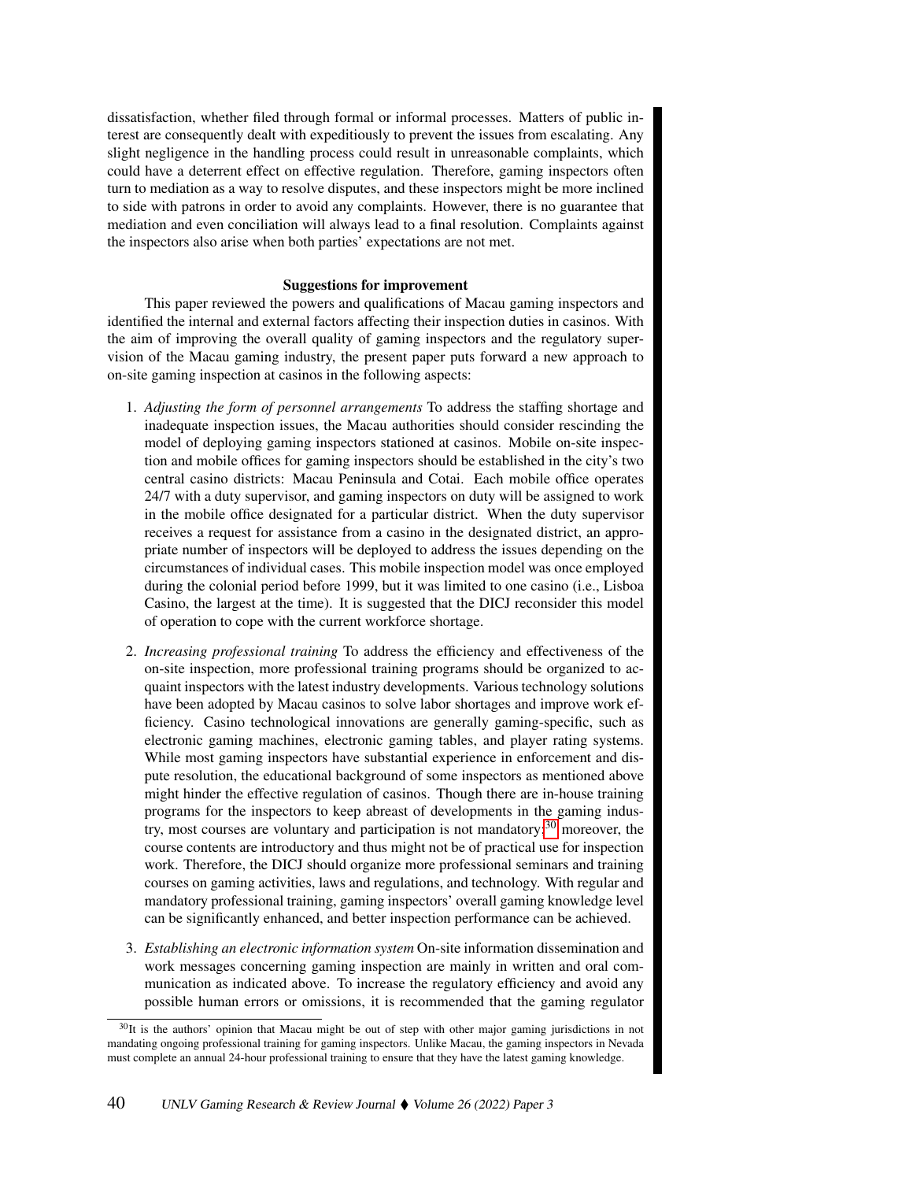dissatisfaction, whether filed through formal or informal processes. Matters of public interest are consequently dealt with expeditiously to prevent the issues from escalating. Any slight negligence in the handling process could result in unreasonable complaints, which could have a deterrent effect on effective regulation. Therefore, gaming inspectors often turn to mediation as a way to resolve disputes, and these inspectors might be more inclined to side with patrons in order to avoid any complaints. However, there is no guarantee that mediation and even conciliation will always lead to a final resolution. Complaints against the inspectors also arise when both parties' expectations are not met.

### Suggestions for improvement

This paper reviewed the powers and qualifications of Macau gaming inspectors and identified the internal and external factors affecting their inspection duties in casinos. With the aim of improving the overall quality of gaming inspectors and the regulatory supervision of the Macau gaming industry, the present paper puts forward a new approach to on-site gaming inspection at casinos in the following aspects:

1. *Adjusting the form of personnel arrangements* To address the staffing shortage and inadequate inspection issues, the Macau authorities should consider rescinding the model of deploying gaming inspectors stationed at casinos. Mobile on-site inspection and mobile offices for gaming inspectors should be established in the city's two central casino districts: Macau Peninsula and Cotai. Each mobile office operates 24/7 with a duty supervisor, and gaming inspectors on duty will be assigned to work in the mobile office designated for a particular district. When the duty supervisor receives a request for assistance from a casino in the designated district, an appropriate number of inspectors will be deployed to address the issues depending on the circumstances of individual cases. This mobile inspection model was once employed during the colonial period before 1999, but it was limited to one casino (i.e., Lisboa Casino, the largest at the time). It is suggested that the DICJ reconsider this model of operation to cope with the current workforce shortage.

2. *Increasing professional training* To address the efficiency and effectiveness of the on-site inspection, more professional training programs should be organized to acquaint inspectors with the latest industry developments. Various technology solutions have been adopted by Macau casinos to solve labor shortages and improve work efficiency. Casino technological innovations are generally gaming-specific, such as electronic gaming machines, electronic gaming tables, and player rating systems. While most gaming inspectors have substantial experience in enforcement and dispute resolution, the educational background of some inspectors as mentioned above might hinder the effective regulation of casinos. Though there are in-house training programs for the inspectors to keep abreast of developments in the gaming industry, most courses are voluntary and participation is not mandatory;[30] moreover, the course contents are introductory and thus might not be of practical use for inspection work. Therefore, the DICJ should organize more professional seminars and training courses on gaming activities, laws and regulations, and technology. With regular and mandatory professional training, gaming inspectors' overall gaming knowledge level can be significantly enhanced, and better inspection performance can be achieved.

3. *Establishing an electronic information system* On-site information dissemination and work messages concerning gaming inspection are mainly in written and oral communication as indicated above. To increase the regulatory efficiency and avoid any possible human errors or omissions, it is recommended that the gaming regulator

[30] It is the authors' opinion that Macau might be out of step with other major gaming jurisdictions in not mandating ongoing professional training for gaming inspectors. Unlike Macau, the gaming inspectors in Nevada must complete an annual 24-hour professional training to ensure that they have the latest gaming knowledge.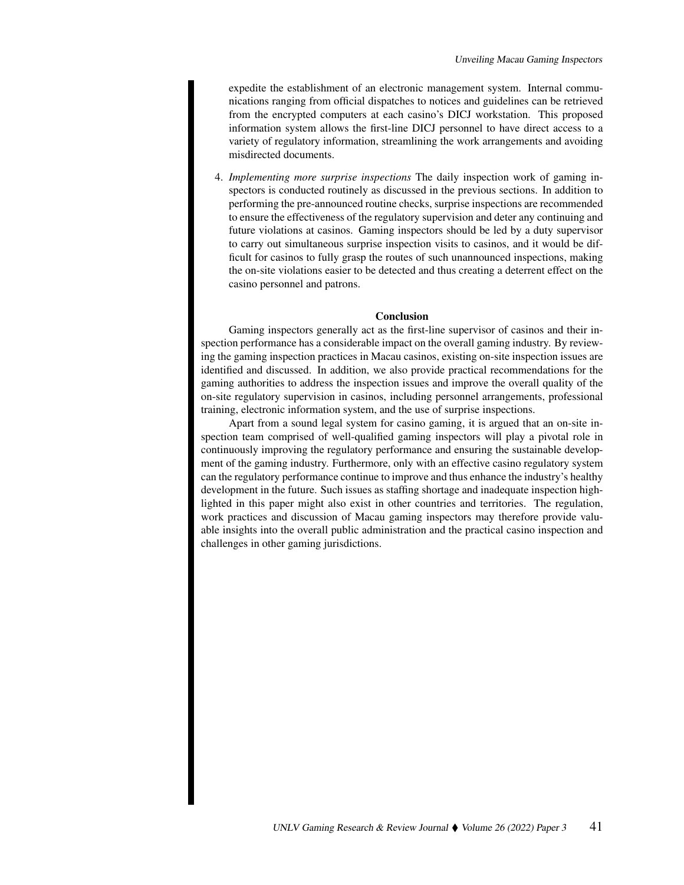expedite the establishment of an electronic management system. Internal communications ranging from official dispatches to notices and guidelines can be retrieved from the encrypted computers at each casino's DICJ workstation. This proposed information system allows the first-line DICJ personnel to have direct access to a variety of regulatory information, streamlining the work arrangements and avoiding misdirected documents.

4. *Implementing more surprise inspections* The daily inspection work of gaming inspectors is conducted routinely as discussed in the previous sections. In addition to performing the pre-announced routine checks, surprise inspections are recommended to ensure the effectiveness of the regulatory supervision and deter any continuing and future violations at casinos. Gaming inspectors should be led by a duty supervisor to carry out simultaneous surprise inspection visits to casinos, and it would be difficult for casinos to fully grasp the routes of such unannounced inspections, making the on-site violations easier to be detected and thus creating a deterrent effect on the casino personnel and patrons.

## Conclusion

Gaming inspectors generally act as the first-line supervisor of casinos and their inspection performance has a considerable impact on the overall gaming industry. By reviewing the gaming inspection practices in Macau casinos, existing on-site inspection issues are identified and discussed. In addition, we also provide practical recommendations for the gaming authorities to address the inspection issues and improve the overall quality of the on-site regulatory supervision in casinos, including personnel arrangements, professional training, electronic information system, and the use of surprise inspections.

Apart from a sound legal system for casino gaming, it is argued that an on-site inspection team comprised of well-qualified gaming inspectors will play a pivotal role in continuously improving the regulatory performance and ensuring the sustainable development of the gaming industry. Furthermore, only with an effective casino regulatory system can the regulatory performance continue to improve and thus enhance the industry's healthy development in the future. Such issues as staffing shortage and inadequate inspection highlighted in this paper might also exist in other countries and territories. The regulation, work practices and discussion of Macau gaming inspectors may therefore provide valuable insights into the overall public administration and the practical casino inspection and challenges in other gaming jurisdictions.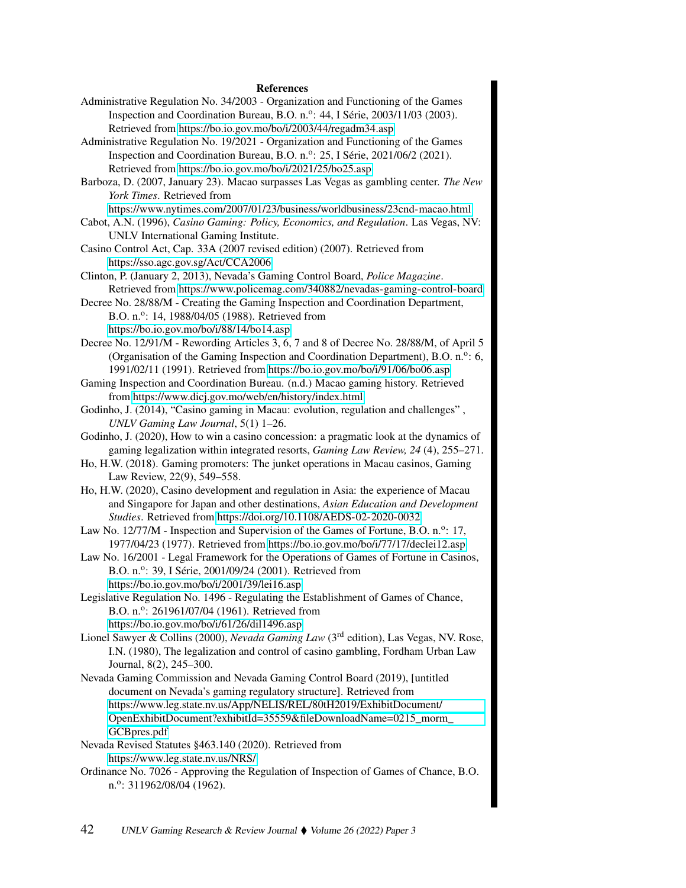## References

Administrative Regulation No. 34/2003 - Organization and Functioning of the Games Inspection and Coordination Bureau, B.O. n.º: 44, I Série, 2003/11/03 (2003). Retrieved from https://bo.io.gov.mo/bo/i/2003/44/regadm34.asp

Administrative Regulation No. 19/2021 - Organization and Functioning of the Games Inspection and Coordination Bureau, B.O. n.º: 25, I Série, 2021/06/2 (2021). Retrieved from https://bo.io.gov.mo/bo/i/2021/25/bo25.asp

Barboza, D. (2007, January 23). Macao surpasses Las Vegas as gambling center. *The New York Times*. Retrieved from https://www.nytimes.com/2007/01/23/business/worldbusiness/23cnd-macao.html

Cabot, A.N. (1996), *Casino Gaming: Policy, Economics, and Regulation*. Las Vegas, NV: UNLV International Gaming Institute.

Casino Control Act, Cap. 33A (2007 revised edition) (2007). Retrieved from https://sso.agc.gov.sg/Act/CCA2006

Clinton, P. (January 2, 2013), Nevada's Gaming Control Board, *Police Magazine*. Retrieved from https://www.policemag.com/340882/nevadas-gaming-control-board

Decree No. 28/88/M - Creating the Gaming Inspection and Coordination Department, B.O. n.º: 14, 1988/04/05 (1988). Retrieved from https://bo.io.gov.mo/bo/i/88/14/bo14.asp

Decree No. 12/91/M - Rewording Articles 3, 6, 7 and 8 of Decree No. 28/88/M, of April 5 (Organisation of the Gaming Inspection and Coordination Department), B.O. n.º: 6, 1991/02/11 (1991). Retrieved from https://bo.io.gov.mo/bo/i/91/06/bo06.asp

Gaming Inspection and Coordination Bureau. (n.d.) Macao gaming history. Retrieved from https://www.dicj.gov.mo/web/en/history/index.html

Godinho, J. (2014), "Casino gaming in Macau: evolution, regulation and challenges" , *UNLV Gaming Law Journal*, 5(1) 1–26.

Godinho, J. (2020), How to win a casino concession: a pragmatic look at the dynamics of gaming legalization within integrated resorts, *Gaming Law Review, 24* (4), 255–271.

Ho, H.W. (2018). Gaming promoters: The junket operations in Macau casinos, Gaming Law Review, 22(9), 549–558.

Ho, H.W. (2020), Casino development and regulation in Asia: the experience of Macau and Singapore for Japan and other destinations, *Asian Education and Development Studies*. Retrieved from https://doi.org/10.1108/AEDS-02-2020-0032

Law No. 12/77/M - Inspection and Supervision of the Games of Fortune, B.O. n.º: 17, 1977/04/23 (1977). Retrieved from https://bo.io.gov.mo/bo/i/77/17/declei12.asp

Law No. 16/2001 - Legal Framework for the Operations of Games of Fortune in Casinos, B.O. n.º: 39, I Série, 2001/09/24 (2001). Retrieved from https://bo.io.gov.mo/bo/i/2001/39/lei16.asp

Legislative Regulation No. 1496 - Regulating the Establishment of Games of Chance, B.O. n.º: 261961/07/04 (1961). Retrieved from https://bo.io.gov.mo/bo/i/61/26/dil1496.asp

Lionel Sawyer & Collins (2000), *Nevada Gaming Law* (3rd edition), Las Vegas, NV. Rose, I.N. (1980), The legalization and control of casino gambling, Fordham Urban Law Journal, 8(2), 245–300.

Nevada Gaming Commission and Nevada Gaming Control Board (2019), [untitled document on Nevada's gaming regulatory structure]. Retrieved from https://www.leg.state.nv.us/App/NELIS/REL/80th2019/ExhibitDocument/OpenExhibitDocument?exhibitId=35559&fileDownloadName=0215_morm_GCBpres.pdf

Nevada Revised Statutes §463.140 (2020). Retrieved from https://www.leg.state.nv.us/NRS/

Ordinance No. 7026 - Approving the Regulation of Inspection of Games of Chance, B.O. n.º: 311962/08/04 (1962).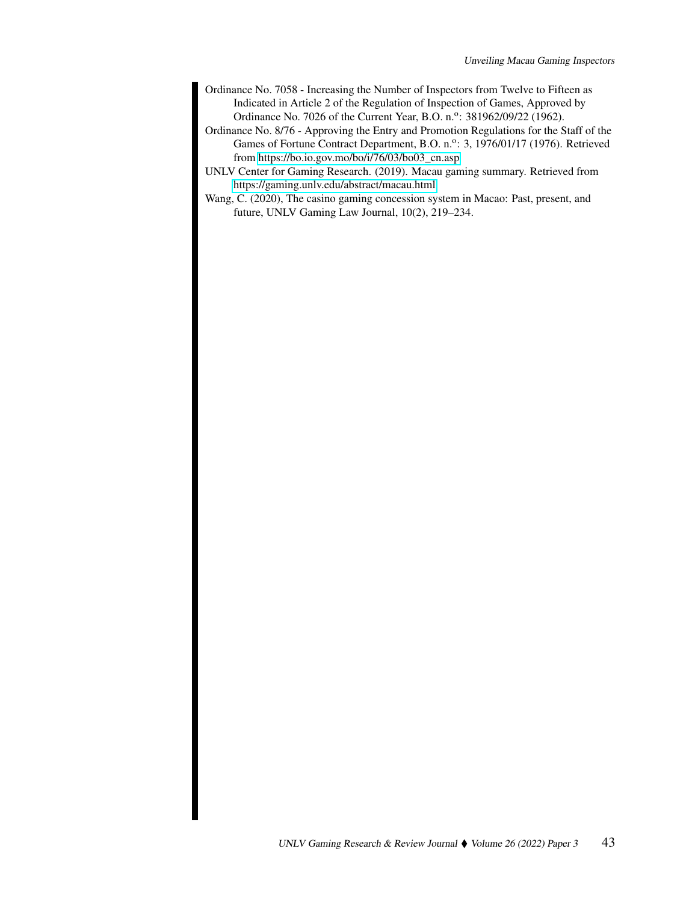Ordinance No. 7058 - Increasing the Number of Inspectors from Twelve to Fifteen as Indicated in Article 2 of the Regulation of Inspection of Games, Approved by Ordinance No. 7026 of the Current Year, B.O. n.º: 381962/09/22 (1962).

Ordinance No. 8/76 - Approving the Entry and Promotion Regulations for the Staff of the Games of Fortune Contract Department, B.O. n.º: 3, 1976/01/17 (1976). Retrieved from https://bo.io.gov.mo/bo/i/76/03/bo03_cn.asp

UNLV Center for Gaming Research. (2019). Macau gaming summary. Retrieved from https://gaming.unlv.edu/abstract/macau.html

Wang, C. (2020), The casino gaming concession system in Macao: Past, present, and future, UNLV Gaming Law Journal, 10(2), 219–234.